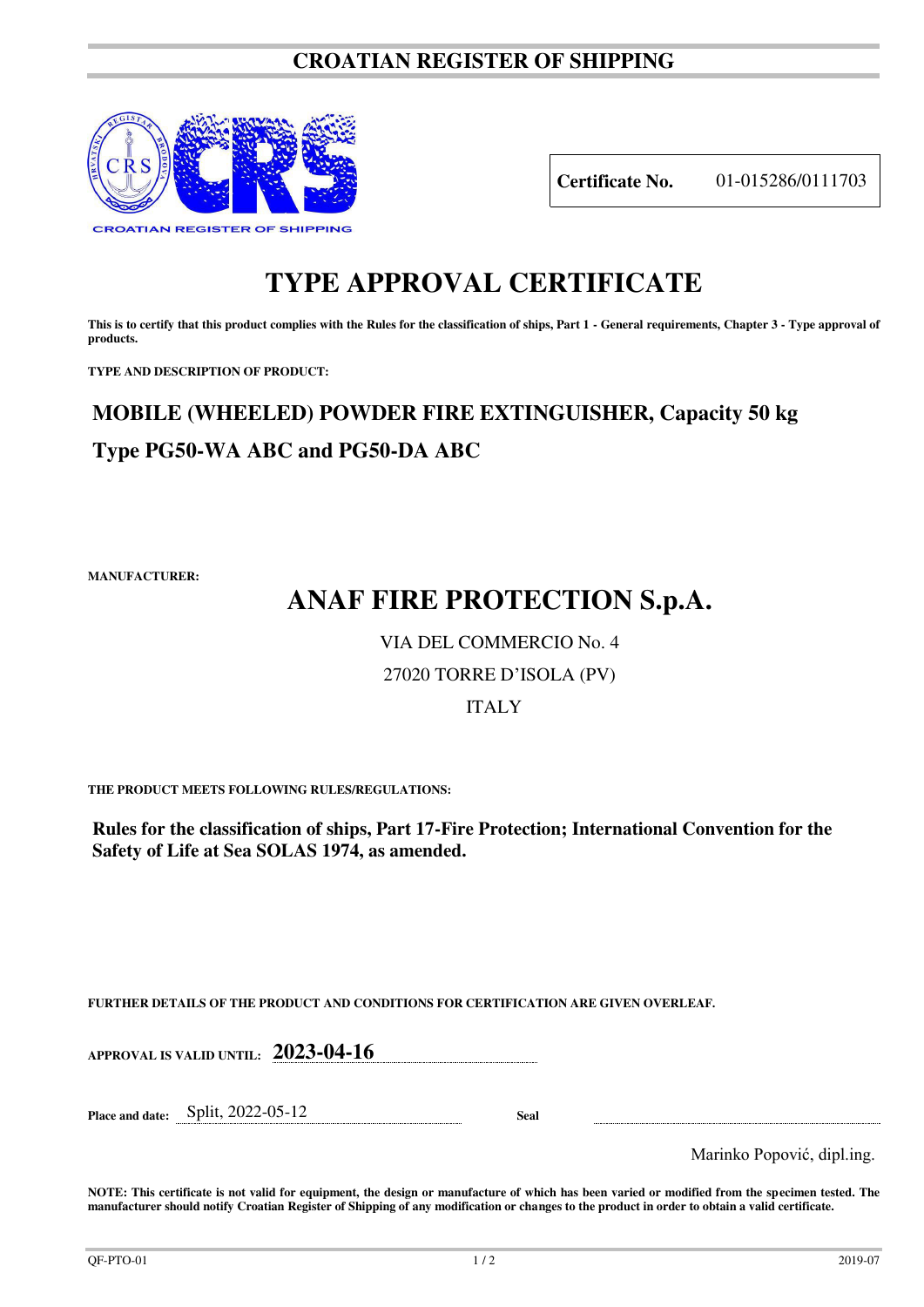# CROATIAN REGISTER OF SHIPPING

CROATIAN REGISTER OF SHIPPING

**Certificate No.** 01-015286/0111703

# TYPE APPROVAL CERTIFICATE

**This is to certify that this product complies with the Rules for the classification of ships, Part 1 - General requirements, Chapter 3 - Type approval of products.**

**TYPE AND DESCRIPTION OF PRODUCT:**

## MOBILE (WHEELED) POWDER FIRE EXTINGUISHER, Capacity 50 kg

## Type PG50-WA ABC and PG50-DA ABC

**MANUFACTURER:**

## ANAF FIRE PROTECTION S.p.A.

VIA DEL COMMERCIO No. 4

27020 TORRE D'ISOLA (PV)

ITALY

**THE PRODUCT MEETS FOLLOWING RULES/REGULATIONS:**

**Rules for the classification of ships, Part 17-Fire Protection; International Convention for the Safety of Life at Sea SOLAS 1974, as amended.**

**FURTHER DETAILS OF THE PRODUCT AND CONDITIONS FOR CERTIFICATION ARE GIVEN OVERLEAF.**

**APPROVAL IS VALID UNTIL:** **2023-04-16**

**Place and date:** Split, 2022-05-12

**Seal**

Marinko Popović, dipl.ing.

**NOTE: This certificate is not valid for equipment, the design or manufacture of which has been varied or modified from the specimen tested. The manufacturer should notify Croatian Register of Shipping of any modification or changes to the product in order to obtain a valid certificate.**

QF-PTO-01 2019-07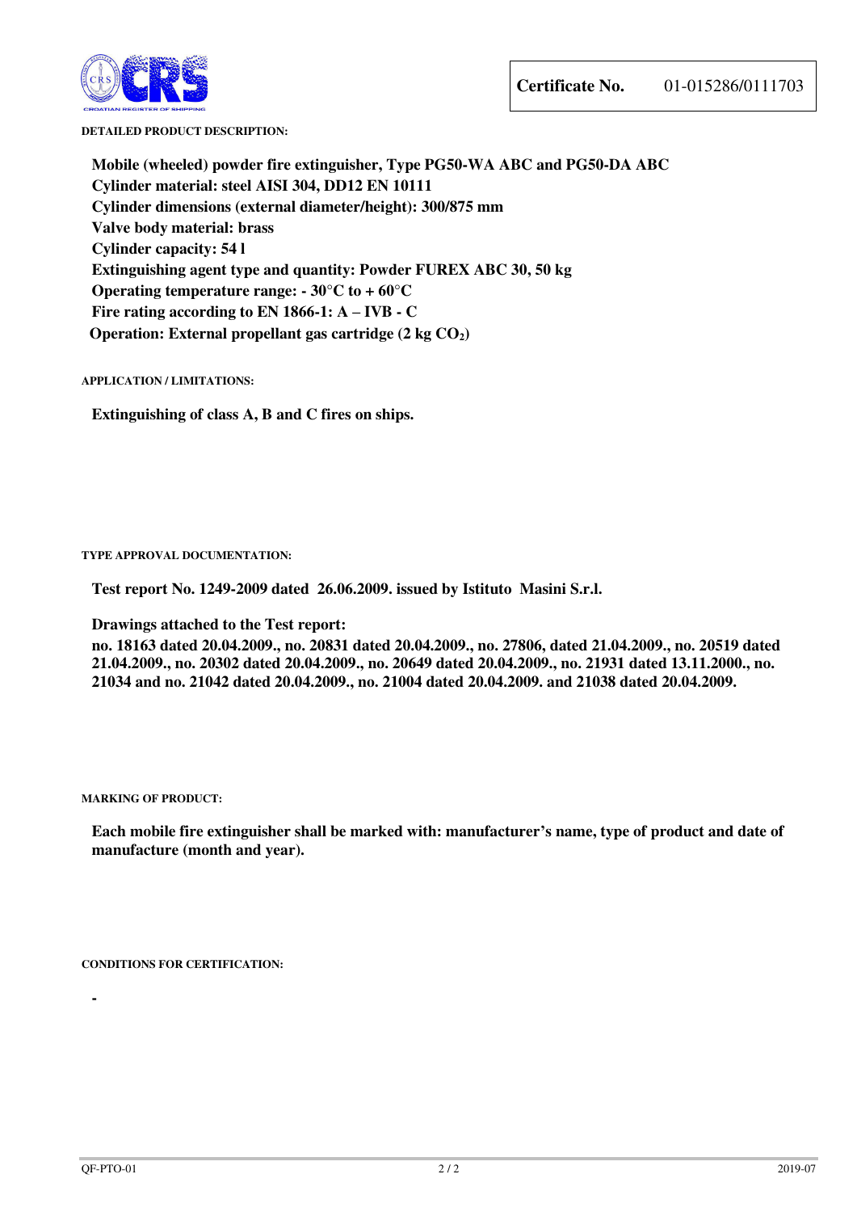**Certificate No.** 01-015286/0111703

DETAILED PRODUCT DESCRIPTION:

**Mobile (wheeled) powder fire extinguisher, Type PG50-WA ABC and PG50-DA ABC**
**Cylinder material: steel AISI 304, DD12 EN 10111**
**Cylinder dimensions (external diameter/height): 300/875 mm**
**Valve body material: brass**
**Cylinder capacity: 54 l**
**Extinguishing agent type and quantity: Powder FUREX ABC 30, 50 kg**
**Operating temperature range: - 30°C to + 60°C**
**Fire rating according to EN 1866-1: A – IVB - C**
**Operation: External propellant gas cartridge (2 kg $CO_2$)**

APPLICATION / LIMITATIONS:

**Extinguishing of class A, B and C fires on ships.**

TYPE APPROVAL DOCUMENTATION:

**Test report No. 1249-2009 dated 26.06.2009. issued by Istituto Masini S.r.l.**

**Drawings attached to the Test report:**
**no. 18163 dated 20.04.2009., no. 20831 dated 20.04.2009., no. 27806, dated 21.04.2009., no. 20519 dated 21.04.2009., no. 20302 dated 20.04.2009., no. 20649 dated 20.04.2009., no. 21931 dated 13.11.2000., no. 21034 and no. 21042 dated 20.04.2009., no. 21004 dated 20.04.2009. and 21038 dated 20.04.2009.**

MARKING OF PRODUCT:

**Each mobile fire extinguisher shall be marked with: manufacturer's name, type of product and date of manufacture (month and year).**

CONDITIONS FOR CERTIFICATION:

**-**